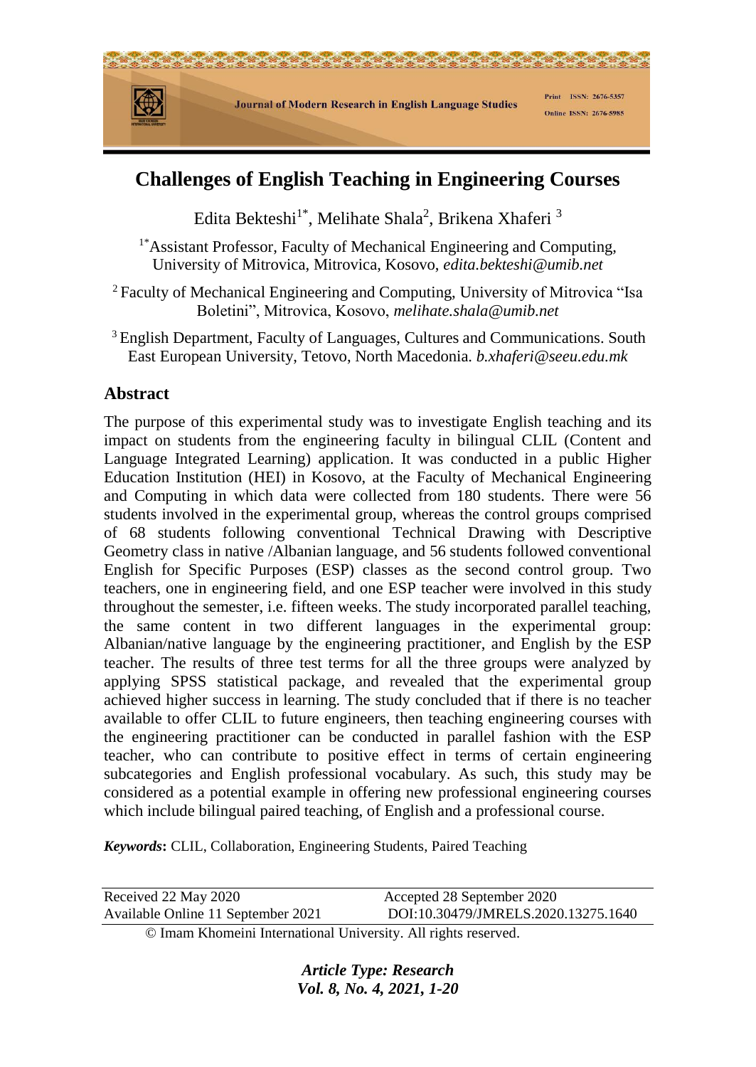# Challenges of English Teaching in Engineering Courses

Edita Bekteshi[1*], Melihate Shala[2], Brikena Xhaferi [3]

[1*]Assistant Professor, Faculty of Mechanical Engineering and Computing, University of Mitrovica, Mitrovica, Kosovo, *edita.bekteshi@umib.net*

[2] Faculty of Mechanical Engineering and Computing, University of Mitrovica "Isa Boletini", Mitrovica, Kosovo, *melihate.shala@umib.net*

[3] English Department, Faculty of Languages, Cultures and Communications. South East European University, Tetovo, North Macedonia. *b.xhaferi@seeu.edu.mk*

## Abstract

The purpose of this experimental study was to investigate English teaching and its impact on students from the engineering faculty in bilingual CLIL (Content and Language Integrated Learning) application. It was conducted in a public Higher Education Institution (HEI) in Kosovo, at the Faculty of Mechanical Engineering and Computing in which data were collected from 180 students. There were 56 students involved in the experimental group, whereas the control groups comprised of 68 students following conventional Technical Drawing with Descriptive Geometry class in native /Albanian language, and 56 students followed conventional English for Specific Purposes (ESP) classes as the second control group. Two teachers, one in engineering field, and one ESP teacher were involved in this study throughout the semester, i.e. fifteen weeks. The study incorporated parallel teaching, the same content in two different languages in the experimental group: Albanian/native language by the engineering practitioner, and English by the ESP teacher. The results of three test terms for all the three groups were analyzed by applying SPSS statistical package, and revealed that the experimental group achieved higher success in learning. The study concluded that if there is no teacher available to offer CLIL to future engineers, then teaching engineering courses with the engineering practitioner can be conducted in parallel fashion with the ESP teacher, who can contribute to positive effect in terms of certain engineering subcategories and English professional vocabulary. As such, this study may be considered as a potential example in offering new professional engineering courses which include bilingual paired teaching, of English and a professional course.

***Keywords*:** CLIL, Collaboration, Engineering Students, Paired Teaching

| Received 22 May 2020 | Accepted 28 September 2020 |
|---|---|
| Available Online 11 September 2021 | DOI:10.30479/JMRELS.2020.13275.1640 |

© Imam Khomeini International University. All rights reserved.

***Article Type: Research***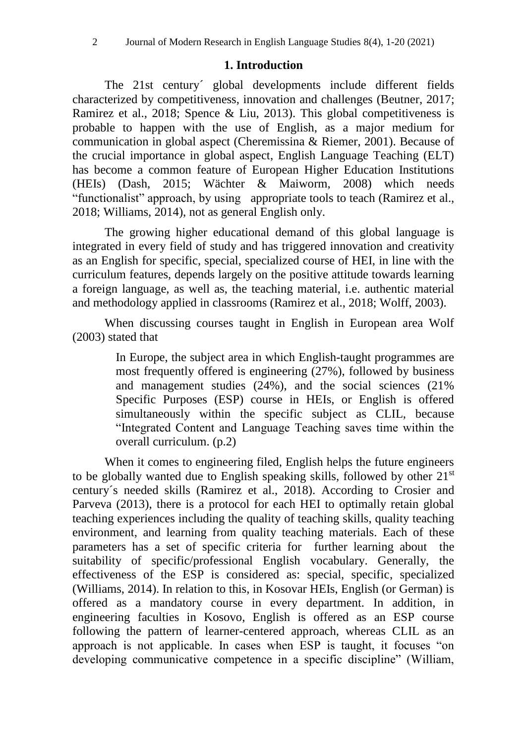## 1. Introduction

The 21st century´ global developments include different fields characterized by competitiveness, innovation and challenges (Beutner, 2017; Ramirez et al., 2018; Spence & Liu, 2013). This global competitiveness is probable to happen with the use of English, as a major medium for communication in global aspect (Cheremissina & Riemer, 2001). Because of the crucial importance in global aspect, English Language Teaching (ELT) has become a common feature of European Higher Education Institutions (HEIs) (Dash, 2015; Wächter & Maiworm, 2008) which needs "functionalist" approach, by using appropriate tools to teach (Ramirez et al., 2018; Williams, 2014), not as general English only.

The growing higher educational demand of this global language is integrated in every field of study and has triggered innovation and creativity as an English for specific, special, specialized course of HEI, in line with the curriculum features, depends largely on the positive attitude towards learning a foreign language, as well as, the teaching material, i.e. authentic material and methodology applied in classrooms (Ramirez et al., 2018; Wolff, 2003).

When discussing courses taught in English in European area Wolf (2003) stated that

> In Europe, the subject area in which English-taught programmes are most frequently offered is engineering (27%), followed by business and management studies (24%), and the social sciences (21% Specific Purposes (ESP) course in HEIs, or English is offered simultaneously within the specific subject as CLIL, because "Integrated Content and Language Teaching saves time within the overall curriculum. (p.2)

When it comes to engineering filed, English helps the future engineers to be globally wanted due to English speaking skills, followed by other 21st century´s needed skills (Ramirez et al., 2018). According to Crosier and Parveva (2013), there is a protocol for each HEI to optimally retain global teaching experiences including the quality of teaching skills, quality teaching environment, and learning from quality teaching materials. Each of these parameters has a set of specific criteria for further learning about the suitability of specific/professional English vocabulary. Generally, the effectiveness of the ESP is considered as: special, specific, specialized (Williams, 2014). In relation to this, in Kosovar HEIs, English (or German) is offered as a mandatory course in every department. In addition, in engineering faculties in Kosovo, English is offered as an ESP course following the pattern of learner-centered approach, whereas CLIL as an approach is not applicable. In cases when ESP is taught, it focuses "on developing communicative competence in a specific discipline" (William,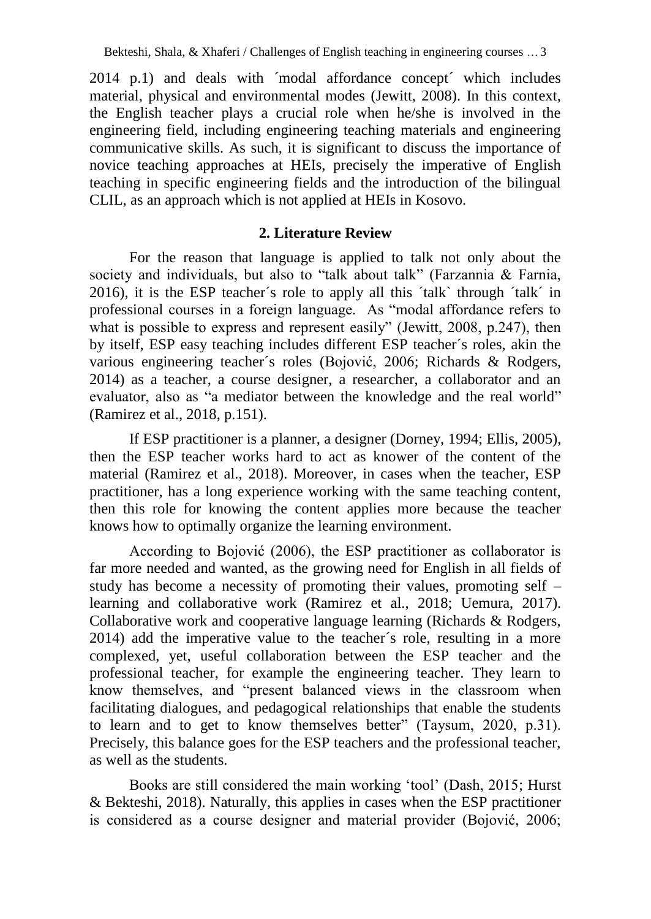2014 p.1) and deals with ´modal affordance concept´ which includes material, physical and environmental modes (Jewitt, 2008). In this context, the English teacher plays a crucial role when he/she is involved in the engineering field, including engineering teaching materials and engineering communicative skills. As such, it is significant to discuss the importance of novice teaching approaches at HEIs, precisely the imperative of English teaching in specific engineering fields and the introduction of the bilingual CLIL, as an approach which is not applied at HEIs in Kosovo.

## 2. Literature Review

For the reason that language is applied to talk not only about the society and individuals, but also to "talk about talk" (Farzannia & Farnia, 2016), it is the ESP teacher´s role to apply all this ´talk` through ´talk´ in professional courses in a foreign language. As "modal affordance refers to what is possible to express and represent easily" (Jewitt, 2008, p.247), then by itself, ESP easy teaching includes different ESP teacher´s roles, akin the various engineering teacher´s roles (Bojović, 2006; Richards & Rodgers, 2014) as a teacher, a course designer, a researcher, a collaborator and an evaluator, also as "a mediator between the knowledge and the real world" (Ramirez et al., 2018, p.151).

If ESP practitioner is a planner, a designer (Dorney, 1994; Ellis, 2005), then the ESP teacher works hard to act as knower of the content of the material (Ramirez et al., 2018). Moreover, in cases when the teacher, ESP practitioner, has a long experience working with the same teaching content, then this role for knowing the content applies more because the teacher knows how to optimally organize the learning environment.

According to Bojović (2006), the ESP practitioner as collaborator is far more needed and wanted, as the growing need for English in all fields of study has become a necessity of promoting their values, promoting self – learning and collaborative work (Ramirez et al., 2018; Uemura, 2017). Collaborative work and cooperative language learning (Richards & Rodgers, 2014) add the imperative value to the teacher´s role, resulting in a more complexed, yet, useful collaboration between the ESP teacher and the professional teacher, for example the engineering teacher. They learn to know themselves, and "present balanced views in the classroom when facilitating dialogues, and pedagogical relationships that enable the students to learn and to get to know themselves better" (Taysum, 2020, p.31). Precisely, this balance goes for the ESP teachers and the professional teacher, as well as the students.

Books are still considered the main working 'tool' (Dash, 2015; Hurst & Bekteshi, 2018). Naturally, this applies in cases when the ESP practitioner is considered as a course designer and material provider (Bojović, 2006;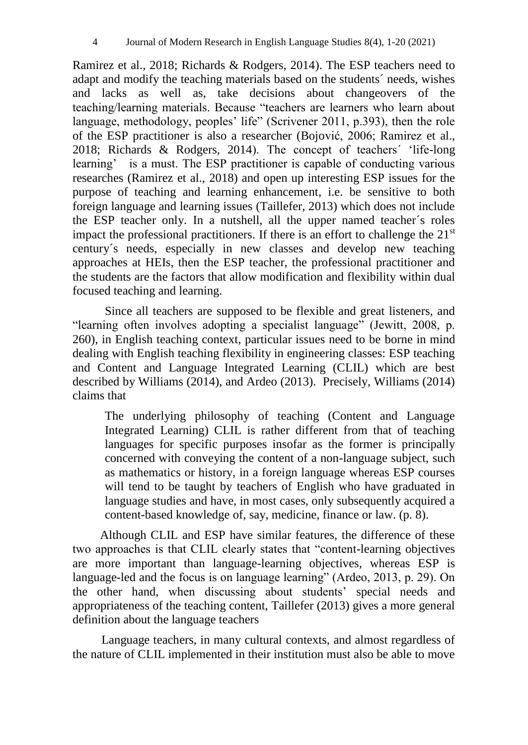Ramirez et al., 2018; Richards & Rodgers, 2014). The ESP teachers need to adapt and modify the teaching materials based on the students´ needs, wishes and lacks as well as, take decisions about changeovers of the teaching/learning materials. Because "teachers are learners who learn about language, methodology, peoples' life" (Scrivener 2011, p.393), then the role of the ESP practitioner is also a researcher (Bojović, 2006; Ramirez et al., 2018; Richards & Rodgers, 2014). The concept of teachers´ 'life-long learning' is a must. The ESP practitioner is capable of conducting various researches (Ramirez et al., 2018) and open up interesting ESP issues for the purpose of teaching and learning enhancement, i.e. be sensitive to both foreign language and learning issues (Taillefer, 2013) which does not include the ESP teacher only. In a nutshell, all the upper named teacher´s roles impact the professional practitioners. If there is an effort to challenge the 21st century´s needs, especially in new classes and develop new teaching approaches at HEIs, then the ESP teacher, the professional practitioner and the students are the factors that allow modification and flexibility within dual focused teaching and learning.

Since all teachers are supposed to be flexible and great listeners, and "learning often involves adopting a specialist language" (Jewitt, 2008, p. 260), in English teaching context, particular issues need to be borne in mind dealing with English teaching flexibility in engineering classes: ESP teaching and Content and Language Integrated Learning (CLIL) which are best described by Williams (2014), and Ardeo (2013). Precisely, Williams (2014) claims that

> The underlying philosophy of teaching (Content and Language Integrated Learning) CLIL is rather different from that of teaching languages for specific purposes insofar as the former is principally concerned with conveying the content of a non-language subject, such as mathematics or history, in a foreign language whereas ESP courses will tend to be taught by teachers of English who have graduated in language studies and have, in most cases, only subsequently acquired a content-based knowledge of, say, medicine, finance or law. (p. 8).

Although CLIL and ESP have similar features, the difference of these two approaches is that CLIL clearly states that "content-learning objectives are more important than language-learning objectives, whereas ESP is language-led and the focus is on language learning" (Ardeo, 2013, p. 29). On the other hand, when discussing about students' special needs and appropriateness of the teaching content, Taillefer (2013) gives a more general definition about the language teachers

Language teachers, in many cultural contexts, and almost regardless of the nature of CLIL implemented in their institution must also be able to move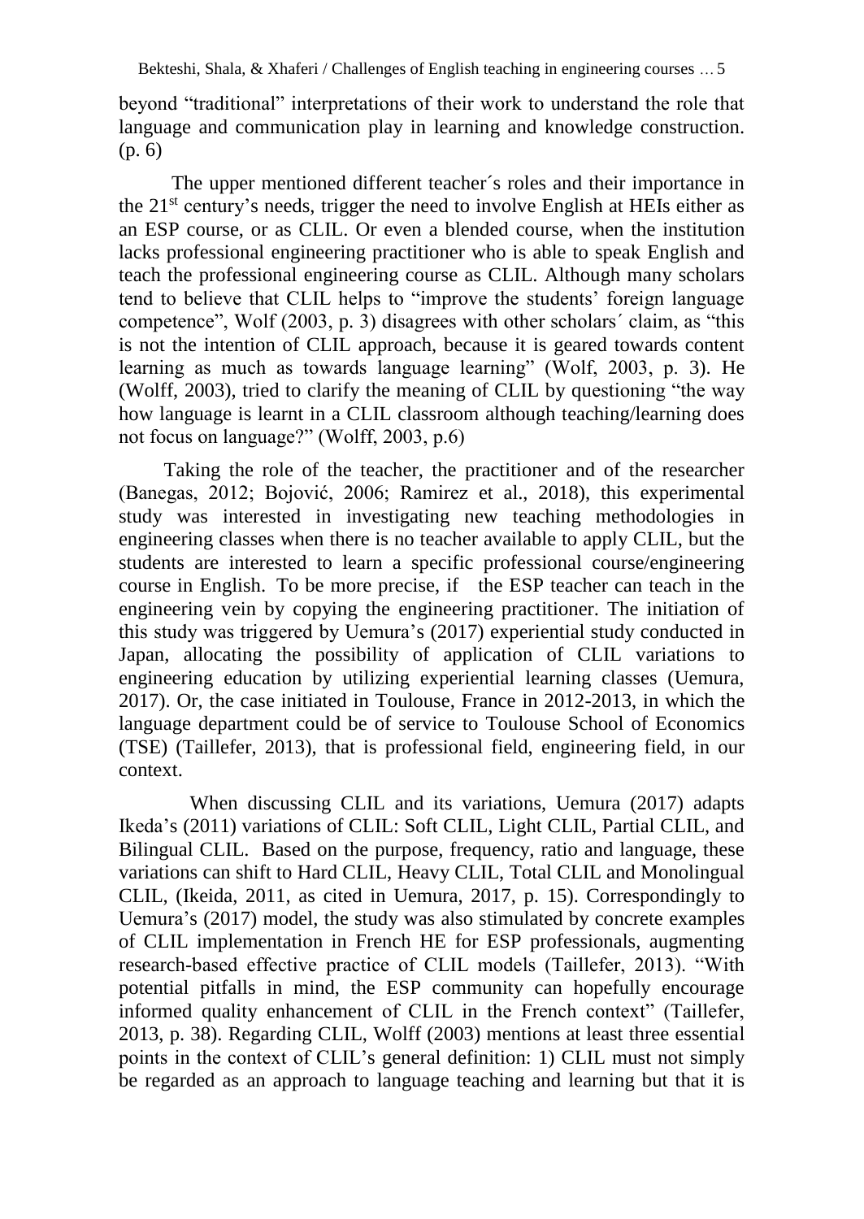beyond "traditional" interpretations of their work to understand the role that language and communication play in learning and knowledge construction. (p. 6)

The upper mentioned different teacher´s roles and their importance in the 21st century's needs, trigger the need to involve English at HEIs either as an ESP course, or as CLIL. Or even a blended course, when the institution lacks professional engineering practitioner who is able to speak English and teach the professional engineering course as CLIL. Although many scholars tend to believe that CLIL helps to "improve the students' foreign language competence", Wolf (2003, p. 3) disagrees with other scholars´ claim, as "this is not the intention of CLIL approach, because it is geared towards content learning as much as towards language learning" (Wolf, 2003, p. 3). He (Wolff, 2003), tried to clarify the meaning of CLIL by questioning "the way how language is learnt in a CLIL classroom although teaching/learning does not focus on language?" (Wolff, 2003, p.6)

Taking the role of the teacher, the practitioner and of the researcher (Banegas, 2012; Bojović, 2006; Ramirez et al., 2018), this experimental study was interested in investigating new teaching methodologies in engineering classes when there is no teacher available to apply CLIL, but the students are interested to learn a specific professional course/engineering course in English. To be more precise, if the ESP teacher can teach in the engineering vein by copying the engineering practitioner. The initiation of this study was triggered by Uemura's (2017) experiential study conducted in Japan, allocating the possibility of application of CLIL variations to engineering education by utilizing experiential learning classes (Uemura, 2017). Or, the case initiated in Toulouse, France in 2012-2013, in which the language department could be of service to Toulouse School of Economics (TSE) (Taillefer, 2013), that is professional field, engineering field, in our context.

When discussing CLIL and its variations, Uemura (2017) adapts Ikeda's (2011) variations of CLIL: Soft CLIL, Light CLIL, Partial CLIL, and Bilingual CLIL. Based on the purpose, frequency, ratio and language, these variations can shift to Hard CLIL, Heavy CLIL, Total CLIL and Monolingual CLIL, (Ikeida, 2011, as cited in Uemura, 2017, p. 15). Correspondingly to Uemura's (2017) model, the study was also stimulated by concrete examples of CLIL implementation in French HE for ESP professionals, augmenting research-based effective practice of CLIL models (Taillefer, 2013). "With potential pitfalls in mind, the ESP community can hopefully encourage informed quality enhancement of CLIL in the French context" (Taillefer, 2013, p. 38). Regarding CLIL, Wolff (2003) mentions at least three essential points in the context of CLIL's general definition: 1) CLIL must not simply be regarded as an approach to language teaching and learning but that it is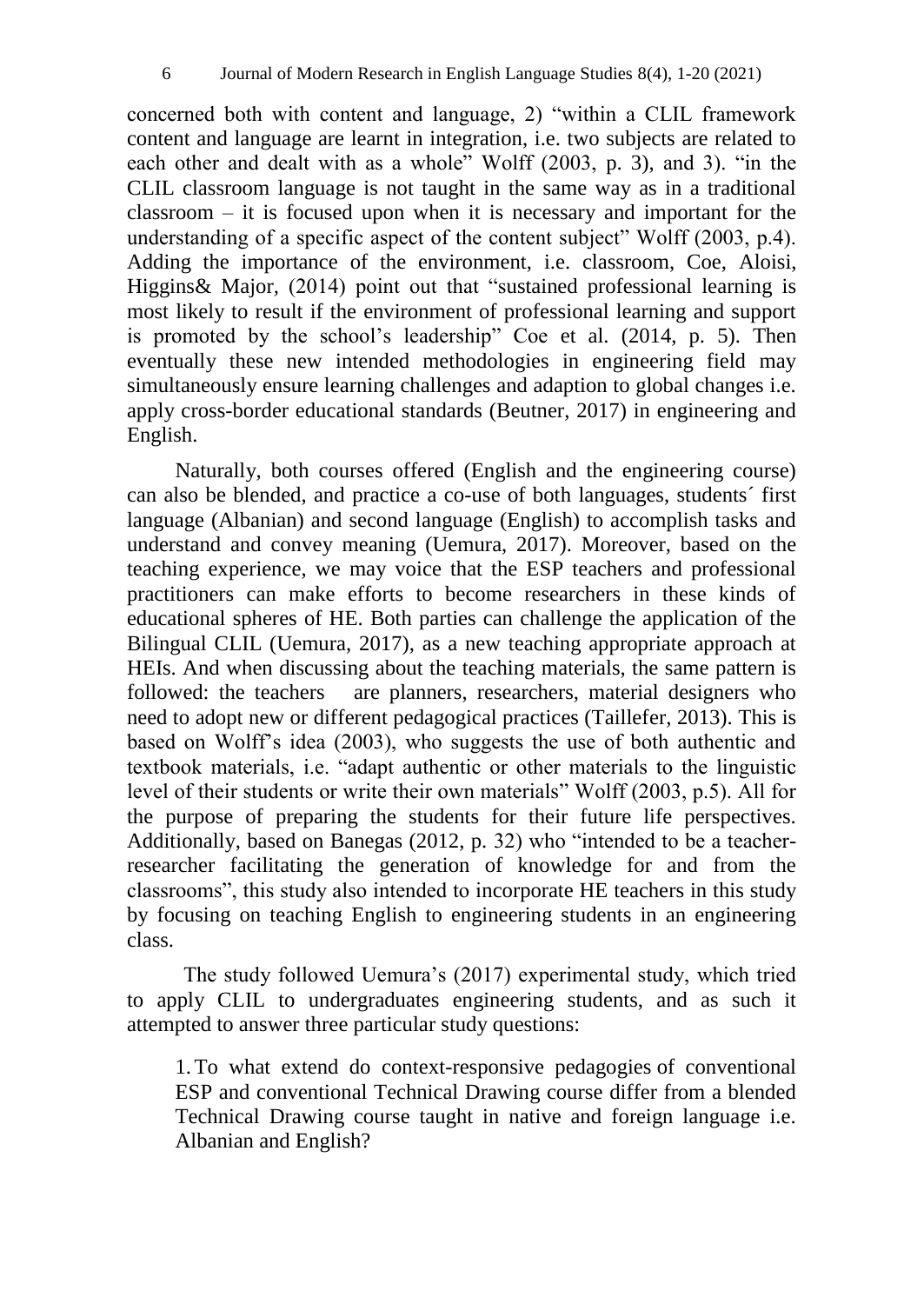concerned both with content and language, 2) "within a CLIL framework content and language are learnt in integration, i.e. two subjects are related to each other and dealt with as a whole" Wolff (2003, p. 3), and 3). "in the CLIL classroom language is not taught in the same way as in a traditional classroom – it is focused upon when it is necessary and important for the understanding of a specific aspect of the content subject" Wolff (2003, p.4). Adding the importance of the environment, i.e. classroom, Coe, Aloisi, Higgins& Major, (2014) point out that "sustained professional learning is most likely to result if the environment of professional learning and support is promoted by the school's leadership" Coe et al. (2014, p. 5). Then eventually these new intended methodologies in engineering field may simultaneously ensure learning challenges and adaption to global changes i.e. apply cross-border educational standards (Beutner, 2017) in engineering and English.

Naturally, both courses offered (English and the engineering course) can also be blended, and practice a co-use of both languages, students´ first language (Albanian) and second language (English) to accomplish tasks and understand and convey meaning (Uemura, 2017). Moreover, based on the teaching experience, we may voice that the ESP teachers and professional practitioners can make efforts to become researchers in these kinds of educational spheres of HE. Both parties can challenge the application of the Bilingual CLIL (Uemura, 2017), as a new teaching appropriate approach at HEIs. And when discussing about the teaching materials, the same pattern is followed: the teachers are planners, researchers, material designers who need to adopt new or different pedagogical practices (Taillefer, 2013). This is based on Wolff's idea (2003), who suggests the use of both authentic and textbook materials, i.e. "adapt authentic or other materials to the linguistic level of their students or write their own materials" Wolff (2003, p.5). All for the purpose of preparing the students for their future life perspectives. Additionally, based on Banegas (2012, p. 32) who "intended to be a teacher-researcher facilitating the generation of knowledge for and from the classrooms", this study also intended to incorporate HE teachers in this study by focusing on teaching English to engineering students in an engineering class.

The study followed Uemura's (2017) experimental study, which tried to apply CLIL to undergraduates engineering students, and as such it attempted to answer three particular study questions:

1. To what extend do context-responsive pedagogies of conventional ESP and conventional Technical Drawing course differ from a blended Technical Drawing course taught in native and foreign language i.e. Albanian and English?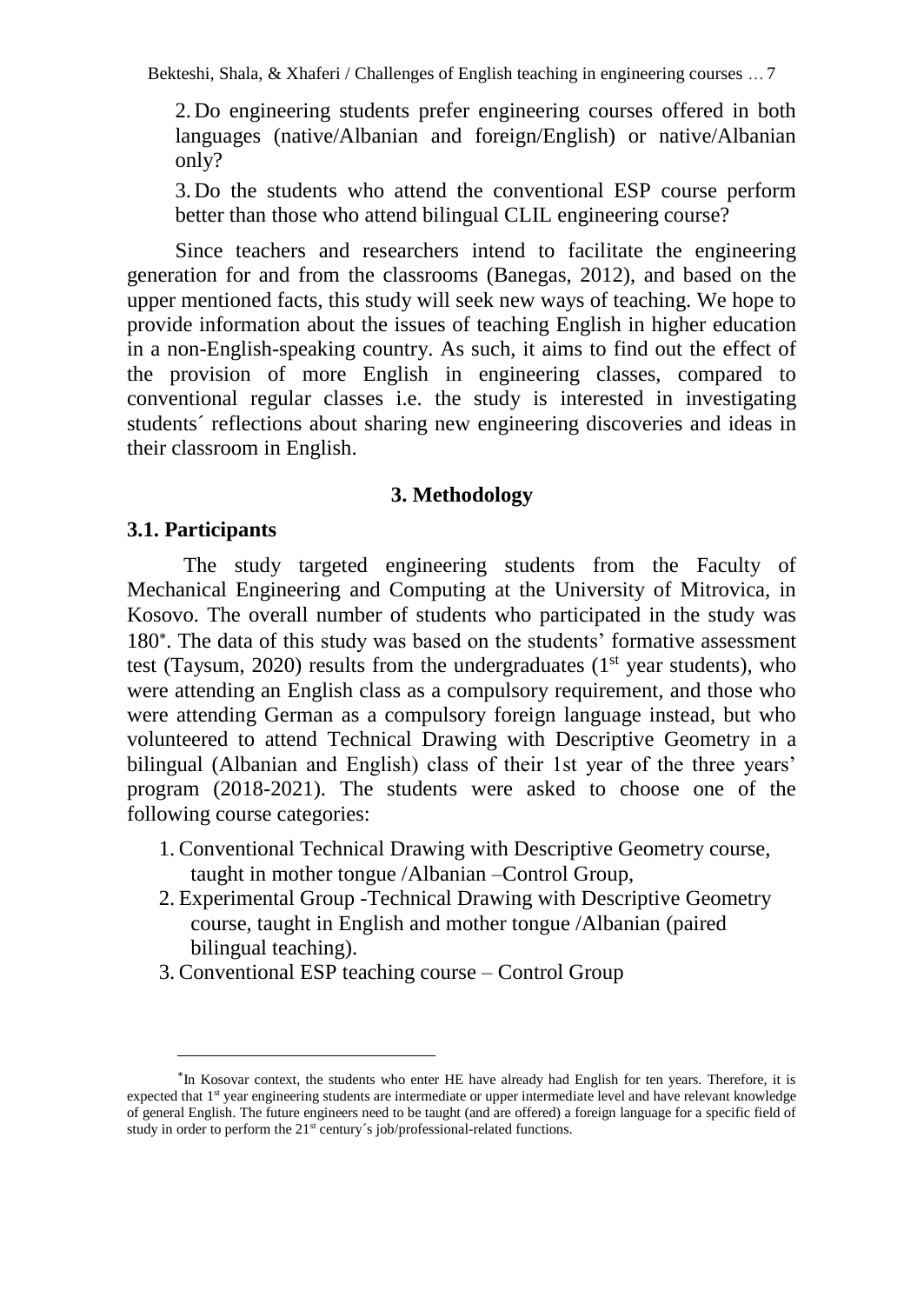2. Do engineering students prefer engineering courses offered in both languages (native/Albanian and foreign/English) or native/Albanian only?

3. Do the students who attend the conventional ESP course perform better than those who attend bilingual CLIL engineering course?

Since teachers and researchers intend to facilitate the engineering generation for and from the classrooms (Banegas, 2012), and based on the upper mentioned facts, this study will seek new ways of teaching. We hope to provide information about the issues of teaching English in higher education in a non-English-speaking country. As such, it aims to find out the effect of the provision of more English in engineering classes, compared to conventional regular classes i.e. the study is interested in investigating students´ reflections about sharing new engineering discoveries and ideas in their classroom in English.

## 3. Methodology

### 3.1. Participants

The study targeted engineering students from the Faculty of Mechanical Engineering and Computing at the University of Mitrovica, in Kosovo. The overall number of students who participated in the study was 180[*]. The data of this study was based on the students' formative assessment test (Taysum, 2020) results from the undergraduates (1st year students), who were attending an English class as a compulsory requirement, and those who were attending German as a compulsory foreign language instead, but who volunteered to attend Technical Drawing with Descriptive Geometry in a bilingual (Albanian and English) class of their 1st year of the three years' program (2018-2021). The students were asked to choose one of the following course categories:

1. Conventional Technical Drawing with Descriptive Geometry course, taught in mother tongue /Albanian –Control Group,
2. Experimental Group -Technical Drawing with Descriptive Geometry course, taught in English and mother tongue /Albanian (paired bilingual teaching).
3. Conventional ESP teaching course – Control Group

---

[*] In Kosovar context, the students who enter HE have already had English for ten years. Therefore, it is expected that 1st year engineering students are intermediate or upper intermediate level and have relevant knowledge of general English. The future engineers need to be taught (and are offered) a foreign language for a specific field of study in order to perform the 21st century´s job/professional-related functions.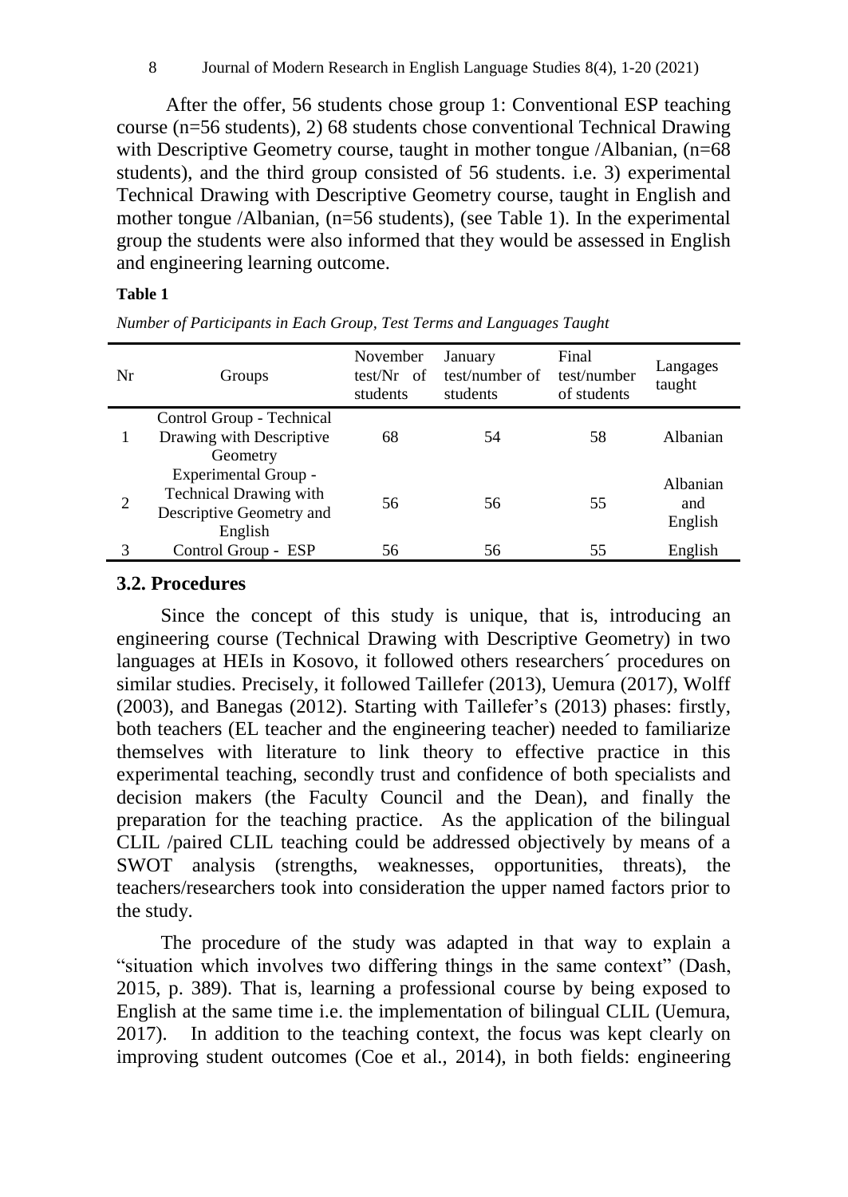After the offer, 56 students chose group 1: Conventional ESP teaching course (n=56 students), 2) 68 students chose conventional Technical Drawing with Descriptive Geometry course, taught in mother tongue /Albanian, (n=68 students), and the third group consisted of 56 students. i.e. 3) experimental Technical Drawing with Descriptive Geometry course, taught in English and mother tongue /Albanian, (n=56 students), (see Table 1). In the experimental group the students were also informed that they would be assessed in English and engineering learning outcome.

**Table 1**

*Number of Participants in Each Group, Test Terms and Languages Taught*

| Nr | Groups | November test/Nr of students | January test/number of students | Final test/number of students | Langages taught |
|---|---|---|---|---|---|
| 1 | Control Group - Technical Drawing with Descriptive Geometry | 68 | 54 | 58 | Albanian |
| 2 | Experimental Group - Technical Drawing with Descriptive Geometry and English | 56 | 56 | 55 | Albanian and English |
| 3 | Control Group - ESP | 56 | 56 | 55 | English |

## 3.2. Procedures

Since the concept of this study is unique, that is, introducing an engineering course (Technical Drawing with Descriptive Geometry) in two languages at HEIs in Kosovo, it followed others researchers´ procedures on similar studies. Precisely, it followed Taillefer (2013), Uemura (2017), Wolff (2003), and Banegas (2012). Starting with Taillefer's (2013) phases: firstly, both teachers (EL teacher and the engineering teacher) needed to familiarize themselves with literature to link theory to effective practice in this experimental teaching, secondly trust and confidence of both specialists and decision makers (the Faculty Council and the Dean), and finally the preparation for the teaching practice. As the application of the bilingual CLIL /paired CLIL teaching could be addressed objectively by means of a SWOT analysis (strengths, weaknesses, opportunities, threats), the teachers/researchers took into consideration the upper named factors prior to the study.

The procedure of the study was adapted in that way to explain a "situation which involves two differing things in the same context" (Dash, 2015, p. 389). That is, learning a professional course by being exposed to English at the same time i.e. the implementation of bilingual CLIL (Uemura, 2017). In addition to the teaching context, the focus was kept clearly on improving student outcomes (Coe et al., 2014), in both fields: engineering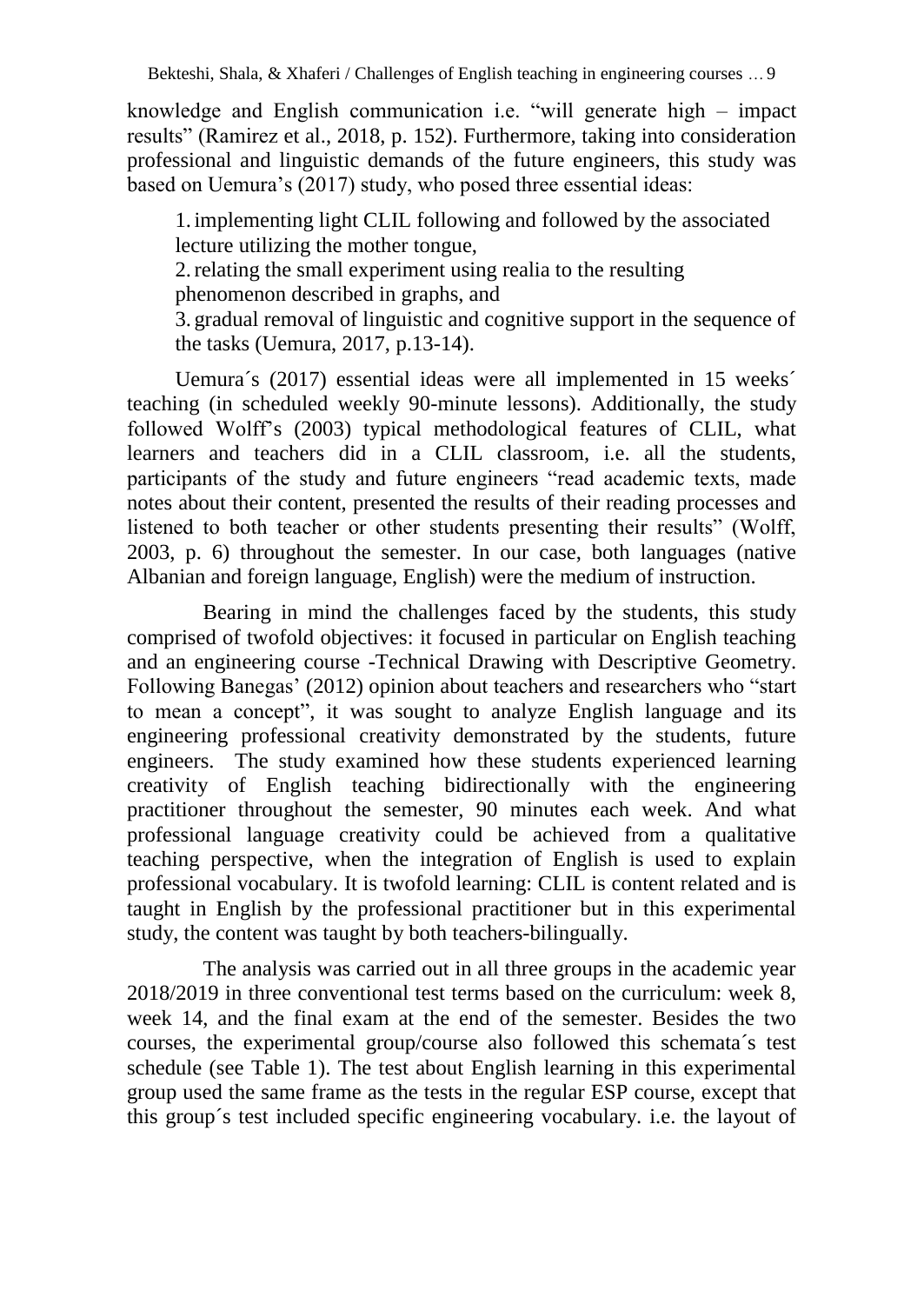knowledge and English communication i.e. "will generate high – impact results" (Ramirez et al., 2018, p. 152). Furthermore, taking into consideration professional and linguistic demands of the future engineers, this study was based on Uemura's (2017) study, who posed three essential ideas:

> 1. implementing light CLIL following and followed by the associated lecture utilizing the mother tongue,
> 2. relating the small experiment using realia to the resulting phenomenon described in graphs, and
> 3. gradual removal of linguistic and cognitive support in the sequence of the tasks (Uemura, 2017, p.13-14).

Uemura´s (2017) essential ideas were all implemented in 15 weeks´ teaching (in scheduled weekly 90-minute lessons). Additionally, the study followed Wolff's (2003) typical methodological features of CLIL, what learners and teachers did in a CLIL classroom, i.e. all the students, participants of the study and future engineers "read academic texts, made notes about their content, presented the results of their reading processes and listened to both teacher or other students presenting their results" (Wolff, 2003, p. 6) throughout the semester. In our case, both languages (native Albanian and foreign language, English) were the medium of instruction.

Bearing in mind the challenges faced by the students, this study comprised of twofold objectives: it focused in particular on English teaching and an engineering course -Technical Drawing with Descriptive Geometry. Following Banegas' (2012) opinion about teachers and researchers who "start to mean a concept", it was sought to analyze English language and its engineering professional creativity demonstrated by the students, future engineers. The study examined how these students experienced learning creativity of English teaching bidirectionally with the engineering practitioner throughout the semester, 90 minutes each week. And what professional language creativity could be achieved from a qualitative teaching perspective, when the integration of English is used to explain professional vocabulary. It is twofold learning: CLIL is content related and is taught in English by the professional practitioner but in this experimental study, the content was taught by both teachers-bilingually.

The analysis was carried out in all three groups in the academic year 2018/2019 in three conventional test terms based on the curriculum: week 8, week 14, and the final exam at the end of the semester. Besides the two courses, the experimental group/course also followed this schemata´s test schedule (see Table 1). The test about English learning in this experimental group used the same frame as the tests in the regular ESP course, except that this group´s test included specific engineering vocabulary. i.e. the layout of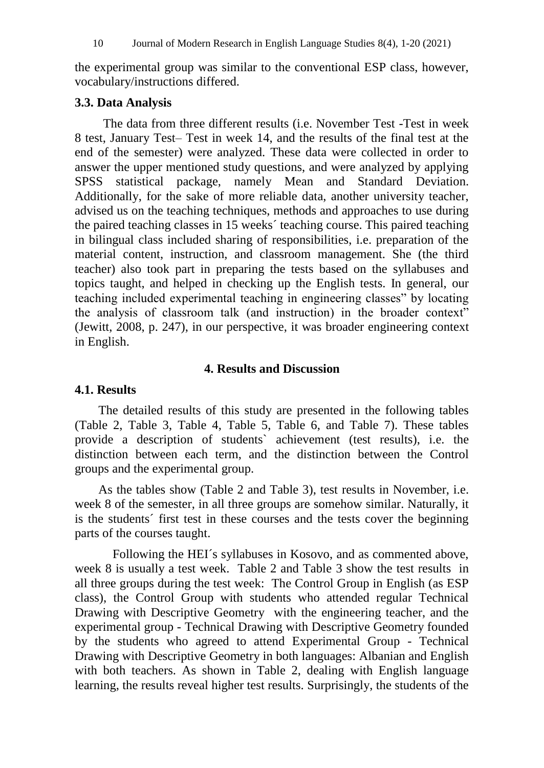the experimental group was similar to the conventional ESP class, however, vocabulary/instructions differed.

### 3.3. Data Analysis

The data from three different results (i.e. November Test -Test in week 8 test, January Test– Test in week 14, and the results of the final test at the end of the semester) were analyzed. These data were collected in order to answer the upper mentioned study questions, and were analyzed by applying SPSS statistical package, namely Mean and Standard Deviation. Additionally, for the sake of more reliable data, another university teacher, advised us on the teaching techniques, methods and approaches to use during the paired teaching classes in 15 weeks´ teaching course. This paired teaching in bilingual class included sharing of responsibilities, i.e. preparation of the material content, instruction, and classroom management. She (the third teacher) also took part in preparing the tests based on the syllabuses and topics taught, and helped in checking up the English tests. In general, our teaching included experimental teaching in engineering classes" by locating the analysis of classroom talk (and instruction) in the broader context" (Jewitt, 2008, p. 247), in our perspective, it was broader engineering context in English.

## 4. Results and Discussion

### 4.1. Results

The detailed results of this study are presented in the following tables (Table 2, Table 3, Table 4, Table 5, Table 6, and Table 7). These tables provide a description of students` achievement (test results), i.e. the distinction between each term, and the distinction between the Control groups and the experimental group.

As the tables show (Table 2 and Table 3), test results in November, i.e. week 8 of the semester, in all three groups are somehow similar. Naturally, it is the students´ first test in these courses and the tests cover the beginning parts of the courses taught.

Following the HEI´s syllabuses in Kosovo, and as commented above, week 8 is usually a test week. Table 2 and Table 3 show the test results in all three groups during the test week: The Control Group in English (as ESP class), the Control Group with students who attended regular Technical Drawing with Descriptive Geometry with the engineering teacher, and the experimental group - Technical Drawing with Descriptive Geometry founded by the students who agreed to attend Experimental Group - Technical Drawing with Descriptive Geometry in both languages: Albanian and English with both teachers. As shown in Table 2, dealing with English language learning, the results reveal higher test results. Surprisingly, the students of the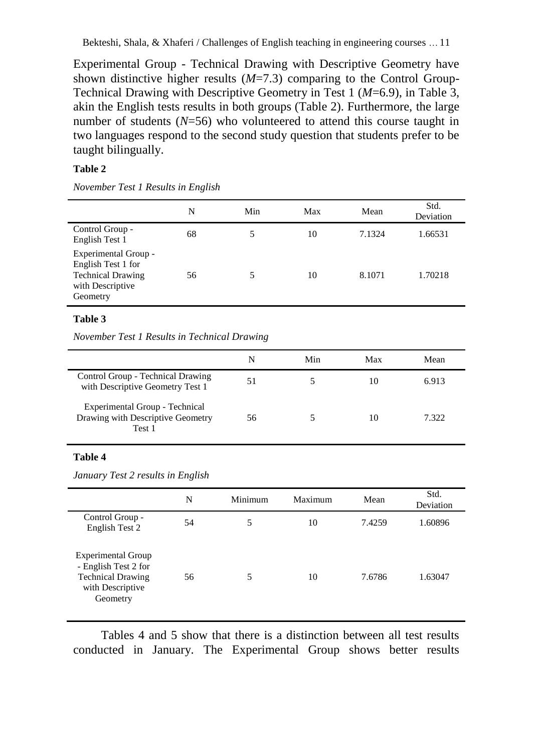Experimental Group - Technical Drawing with Descriptive Geometry have shown distinctive higher results (*M*=7.3) comparing to the Control Group-Technical Drawing with Descriptive Geometry in Test 1 (*M*=6.9), in Table 3, akin the English tests results in both groups (Table 2). Furthermore, the large number of students (*N*=56) who volunteered to attend this course taught in two languages respond to the second study question that students prefer to be taught bilingually.

**Table 2**

*November Test 1 Results in English*

| | N | Min | Max | Mean | Std. Deviation |
|---|---|---|---|---|---|
| Control Group - English Test 1 | 68 | 5 | 10 | 7.1324 | 1.66531 |
| Experimental Group - English Test 1 for Technical Drawing with Descriptive Geometry | 56 | 5 | 10 | 8.1071 | 1.70218 |

**Table 3**

*November Test 1 Results in Technical Drawing*

| | N | Min | Max | Mean |
|---|---|---|---|---|
| Control Group - Technical Drawing with Descriptive Geometry Test 1 | 51 | 5 | 10 | 6.913 |
| Experimental Group - Technical Drawing with Descriptive Geometry Test 1 | 56 | 5 | 10 | 7.322 |

**Table 4**

*January Test 2 results in English*

| | N | Minimum | Maximum | Mean | Std. Deviation |
|---|---|---|---|---|---|
| Control Group - English Test 2 | 54 | 5 | 10 | 7.4259 | 1.60896 |
| Experimental Group - English Test 2 for Technical Drawing with Descriptive Geometry | 56 | 5 | 10 | 7.6786 | 1.63047 |

Tables 4 and 5 show that there is a distinction between all test results conducted in January. The Experimental Group shows better results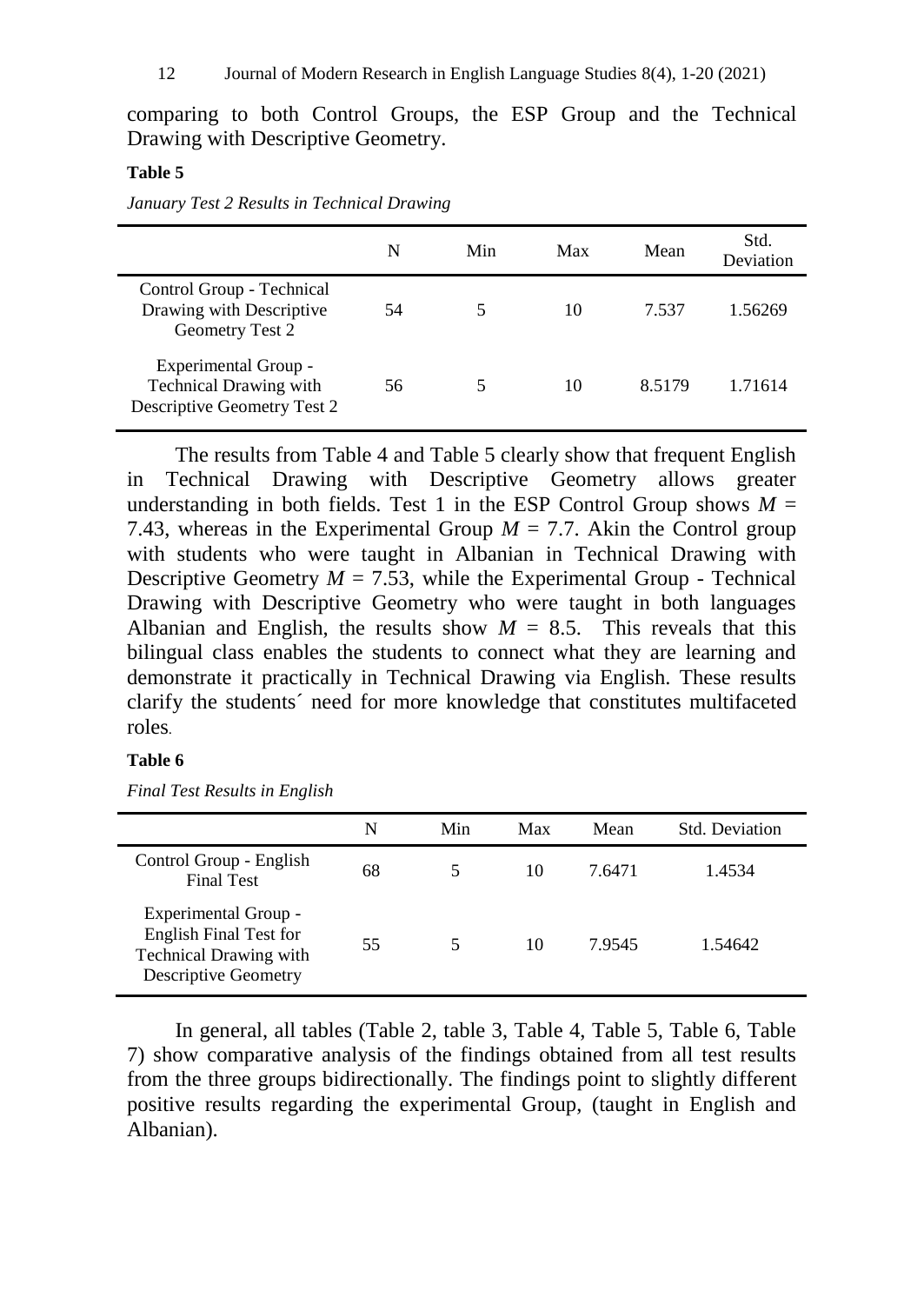comparing to both Control Groups, the ESP Group and the Technical Drawing with Descriptive Geometry.

**Table 5**

*January Test 2 Results in Technical Drawing*

| | N | Min | Max | Mean | Std. Deviation |
|---|---|---|---|---|---|
| Control Group - Technical Drawing with Descriptive Geometry Test 2 | 54 | 5 | 10 | 7.537 | 1.56269 |
| Experimental Group - Technical Drawing with Descriptive Geometry Test 2 | 56 | 5 | 10 | 8.5179 | 1.71614 |

The results from Table 4 and Table 5 clearly show that frequent English in Technical Drawing with Descriptive Geometry allows greater understanding in both fields. Test 1 in the ESP Control Group shows $M$ = 7.43, whereas in the Experimental Group $M$ = 7.7. Akin the Control group with students who were taught in Albanian in Technical Drawing with Descriptive Geometry $M$ = 7.53, while the Experimental Group - Technical Drawing with Descriptive Geometry who were taught in both languages Albanian and English, the results show $M$ = 8.5. This reveals that this bilingual class enables the students to connect what they are learning and demonstrate it practically in Technical Drawing via English. These results clarify the students´ need for more knowledge that constitutes multifaceted roles.

**Table 6**

*Final Test Results in English*

| | N | Min | Max | Mean | Std. Deviation |
|---|---|---|---|---|---|
| Control Group - English Final Test | 68 | 5 | 10 | 7.6471 | 1.4534 |
| Experimental Group - English Final Test for Technical Drawing with Descriptive Geometry | 55 | 5 | 10 | 7.9545 | 1.54642 |

In general, all tables (Table 2, table 3, Table 4, Table 5, Table 6, Table 7) show comparative analysis of the findings obtained from all test results from the three groups bidirectionally. The findings point to slightly different positive results regarding the experimental Group, (taught in English and Albanian).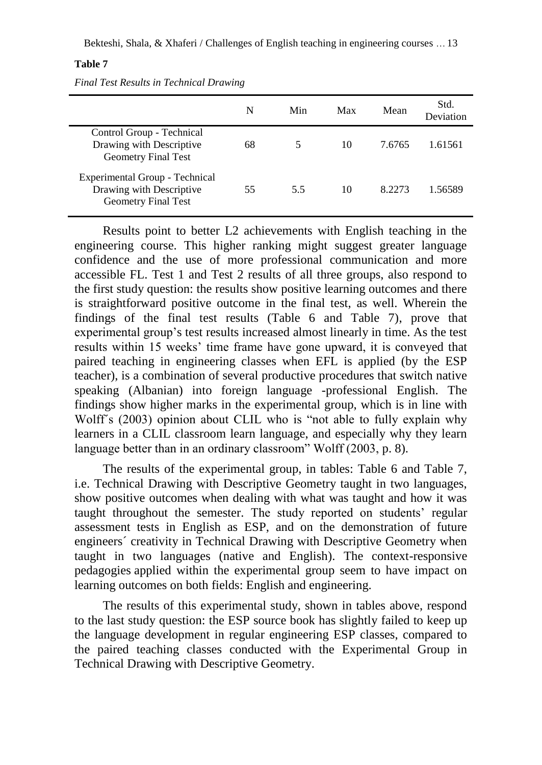**Table 7**

*Final Test Results in Technical Drawing*

| | N | Min | Max | Mean | Std. Deviation |
|---|---|---|---|---|---|
| Control Group - Technical Drawing with Descriptive Geometry Final Test | 68 | 5 | 10 | 7.6765 | 1.61561 |
| Experimental Group - Technical Drawing with Descriptive Geometry Final Test | 55 | 5.5 | 10 | 8.2273 | 1.56589 |

Results point to better L2 achievements with English teaching in the engineering course. This higher ranking might suggest greater language confidence and the use of more professional communication and more accessible FL. Test 1 and Test 2 results of all three groups, also respond to the first study question: the results show positive learning outcomes and there is straightforward positive outcome in the final test, as well. Wherein the findings of the final test results (Table 6 and Table 7), prove that experimental group's test results increased almost linearly in time. As the test results within 15 weeks' time frame have gone upward, it is conveyed that paired teaching in engineering classes when EFL is applied (by the ESP teacher), is a combination of several productive procedures that switch native speaking (Albanian) into foreign language -professional English. The findings show higher marks in the experimental group, which is in line with Wolff´s (2003) opinion about CLIL who is "not able to fully explain why learners in a CLIL classroom learn language, and especially why they learn language better than in an ordinary classroom" Wolff (2003, p. 8).

The results of the experimental group, in tables: Table 6 and Table 7, i.e. Technical Drawing with Descriptive Geometry taught in two languages, show positive outcomes when dealing with what was taught and how it was taught throughout the semester. The study reported on students' regular assessment tests in English as ESP, and on the demonstration of future engineers´ creativity in Technical Drawing with Descriptive Geometry when taught in two languages (native and English). The context-responsive pedagogies applied within the experimental group seem to have impact on learning outcomes on both fields: English and engineering.

The results of this experimental study, shown in tables above, respond to the last study question: the ESP source book has slightly failed to keep up the language development in regular engineering ESP classes, compared to the paired teaching classes conducted with the Experimental Group in Technical Drawing with Descriptive Geometry.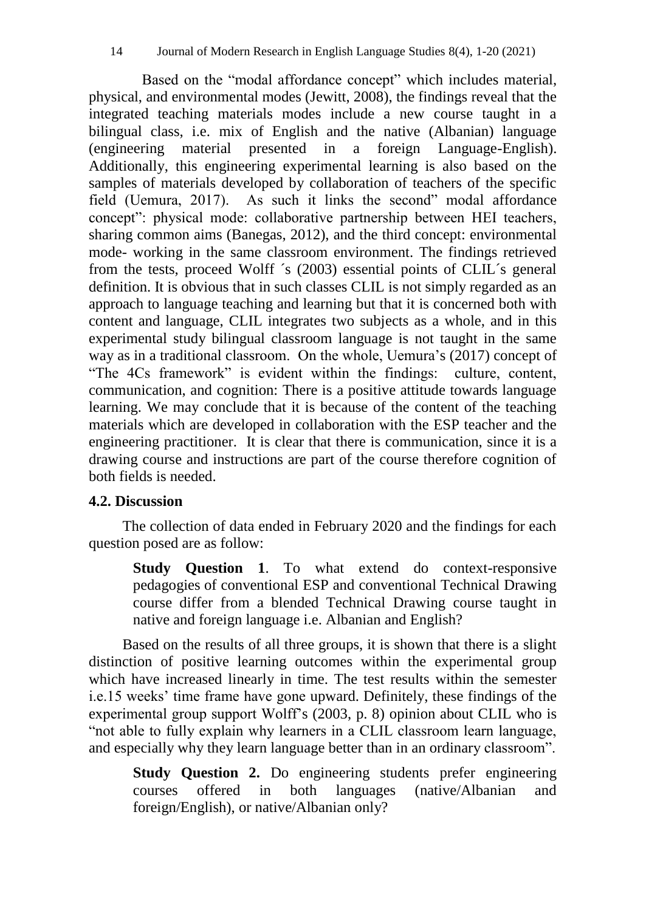Based on the "modal affordance concept" which includes material, physical, and environmental modes (Jewitt, 2008), the findings reveal that the integrated teaching materials modes include a new course taught in a bilingual class, i.e. mix of English and the native (Albanian) language (engineering material presented in a foreign Language-English). Additionally, this engineering experimental learning is also based on the samples of materials developed by collaboration of teachers of the specific field (Uemura, 2017). As such it links the second" modal affordance concept": physical mode: collaborative partnership between HEI teachers, sharing common aims (Banegas, 2012), and the third concept: environmental mode- working in the same classroom environment. The findings retrieved from the tests, proceed Wolff ´s (2003) essential points of CLIL´s general definition. It is obvious that in such classes CLIL is not simply regarded as an approach to language teaching and learning but that it is concerned both with content and language, CLIL integrates two subjects as a whole, and in this experimental study bilingual classroom language is not taught in the same way as in a traditional classroom. On the whole, Uemura's (2017) concept of "The 4Cs framework" is evident within the findings: culture, content, communication, and cognition: There is a positive attitude towards language learning. We may conclude that it is because of the content of the teaching materials which are developed in collaboration with the ESP teacher and the engineering practitioner. It is clear that there is communication, since it is a drawing course and instructions are part of the course therefore cognition of both fields is needed.

### 4.2. Discussion

The collection of data ended in February 2020 and the findings for each question posed are as follow:

> **Study Question 1**. To what extend do context-responsive pedagogies of conventional ESP and conventional Technical Drawing course differ from a blended Technical Drawing course taught in native and foreign language i.e. Albanian and English?

Based on the results of all three groups, it is shown that there is a slight distinction of positive learning outcomes within the experimental group which have increased linearly in time. The test results within the semester i.e.15 weeks' time frame have gone upward. Definitely, these findings of the experimental group support Wolff's (2003, p. 8) opinion about CLIL who is "not able to fully explain why learners in a CLIL classroom learn language, and especially why they learn language better than in an ordinary classroom".

> **Study Question 2.** Do engineering students prefer engineering courses offered in both languages (native/Albanian and foreign/English), or native/Albanian only?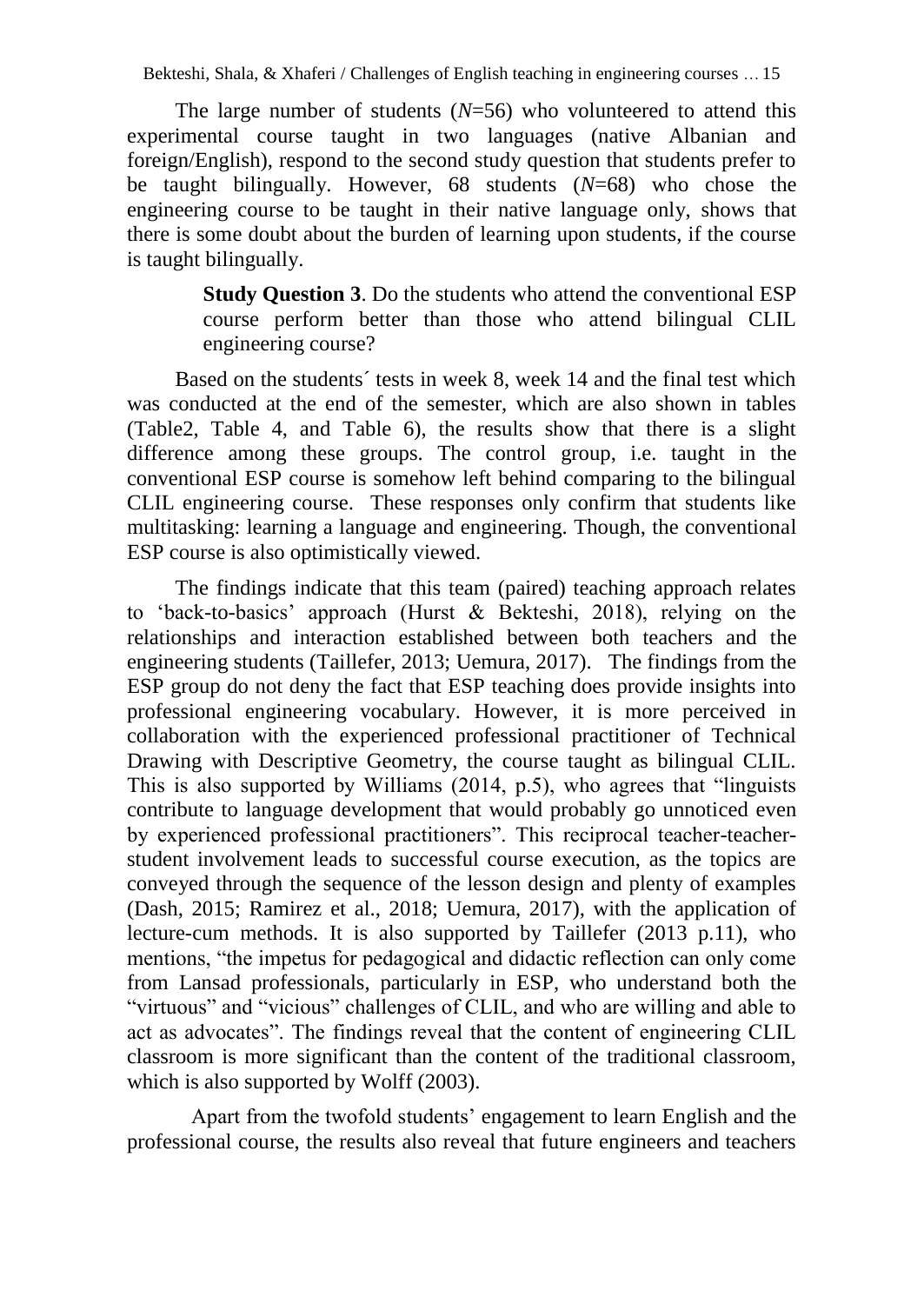The large number of students (*N*=56) who volunteered to attend this experimental course taught in two languages (native Albanian and foreign/English), respond to the second study question that students prefer to be taught bilingually. However, 68 students (*N*=68) who chose the engineering course to be taught in their native language only, shows that there is some doubt about the burden of learning upon students, if the course is taught bilingually.

> **Study Question 3**. Do the students who attend the conventional ESP course perform better than those who attend bilingual CLIL engineering course?

Based on the students´ tests in week 8, week 14 and the final test which was conducted at the end of the semester, which are also shown in tables (Table2, Table 4, and Table 6), the results show that there is a slight difference among these groups. The control group, i.e. taught in the conventional ESP course is somehow left behind comparing to the bilingual CLIL engineering course. These responses only confirm that students like multitasking: learning a language and engineering. Though, the conventional ESP course is also optimistically viewed.

The findings indicate that this team (paired) teaching approach relates to 'back-to-basics' approach (Hurst & Bekteshi, 2018), relying on the relationships and interaction established between both teachers and the engineering students (Taillefer, 2013; Uemura, 2017). The findings from the ESP group do not deny the fact that ESP teaching does provide insights into professional engineering vocabulary. However, it is more perceived in collaboration with the experienced professional practitioner of Technical Drawing with Descriptive Geometry, the course taught as bilingual CLIL. This is also supported by Williams (2014, p.5), who agrees that "linguists contribute to language development that would probably go unnoticed even by experienced professional practitioners". This reciprocal teacher-teacher-student involvement leads to successful course execution, as the topics are conveyed through the sequence of the lesson design and plenty of examples (Dash, 2015; Ramirez et al., 2018; Uemura, 2017), with the application of lecture-cum methods. It is also supported by Taillefer (2013 p.11), who mentions, "the impetus for pedagogical and didactic reflection can only come from Lansad professionals, particularly in ESP, who understand both the "virtuous" and "vicious" challenges of CLIL, and who are willing and able to act as advocates". The findings reveal that the content of engineering CLIL classroom is more significant than the content of the traditional classroom, which is also supported by Wolff (2003).

Apart from the twofold students' engagement to learn English and the professional course, the results also reveal that future engineers and teachers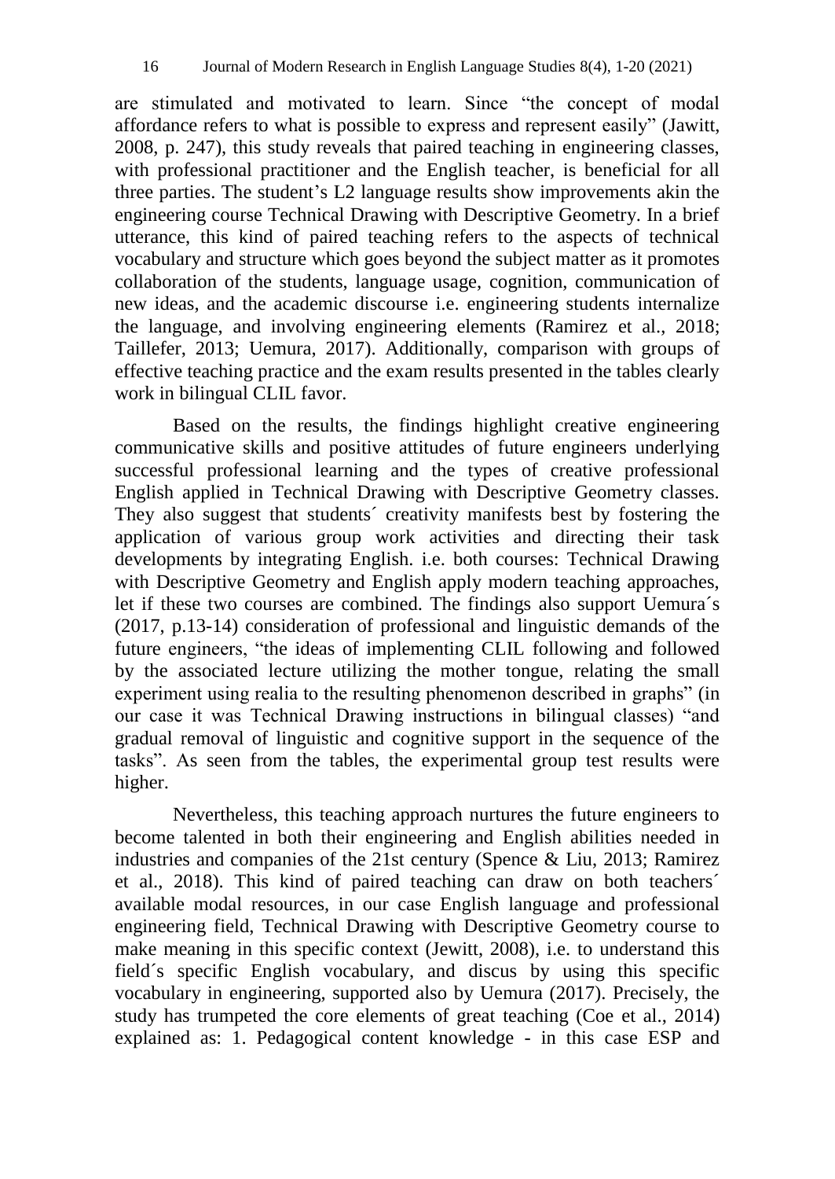are stimulated and motivated to learn. Since "the concept of modal affordance refers to what is possible to express and represent easily" (Jawitt, 2008, p. 247), this study reveals that paired teaching in engineering classes, with professional practitioner and the English teacher, is beneficial for all three parties. The student's L2 language results show improvements akin the engineering course Technical Drawing with Descriptive Geometry. In a brief utterance, this kind of paired teaching refers to the aspects of technical vocabulary and structure which goes beyond the subject matter as it promotes collaboration of the students, language usage, cognition, communication of new ideas, and the academic discourse i.e. engineering students internalize the language, and involving engineering elements (Ramirez et al., 2018; Taillefer, 2013; Uemura, 2017). Additionally, comparison with groups of effective teaching practice and the exam results presented in the tables clearly work in bilingual CLIL favor.

Based on the results, the findings highlight creative engineering communicative skills and positive attitudes of future engineers underlying successful professional learning and the types of creative professional English applied in Technical Drawing with Descriptive Geometry classes. They also suggest that students´ creativity manifests best by fostering the application of various group work activities and directing their task developments by integrating English. i.e. both courses: Technical Drawing with Descriptive Geometry and English apply modern teaching approaches, let if these two courses are combined. The findings also support Uemura´s (2017, p.13-14) consideration of professional and linguistic demands of the future engineers, "the ideas of implementing CLIL following and followed by the associated lecture utilizing the mother tongue, relating the small experiment using realia to the resulting phenomenon described in graphs" (in our case it was Technical Drawing instructions in bilingual classes) "and gradual removal of linguistic and cognitive support in the sequence of the tasks". As seen from the tables, the experimental group test results were higher.

Nevertheless, this teaching approach nurtures the future engineers to become talented in both their engineering and English abilities needed in industries and companies of the 21st century (Spence & Liu, 2013; Ramirez et al., 2018). This kind of paired teaching can draw on both teachers´ available modal resources, in our case English language and professional engineering field, Technical Drawing with Descriptive Geometry course to make meaning in this specific context (Jewitt, 2008), i.e. to understand this field´s specific English vocabulary, and discus by using this specific vocabulary in engineering, supported also by Uemura (2017). Precisely, the study has trumpeted the core elements of great teaching (Coe et al., 2014) explained as: 1. Pedagogical content knowledge - in this case ESP and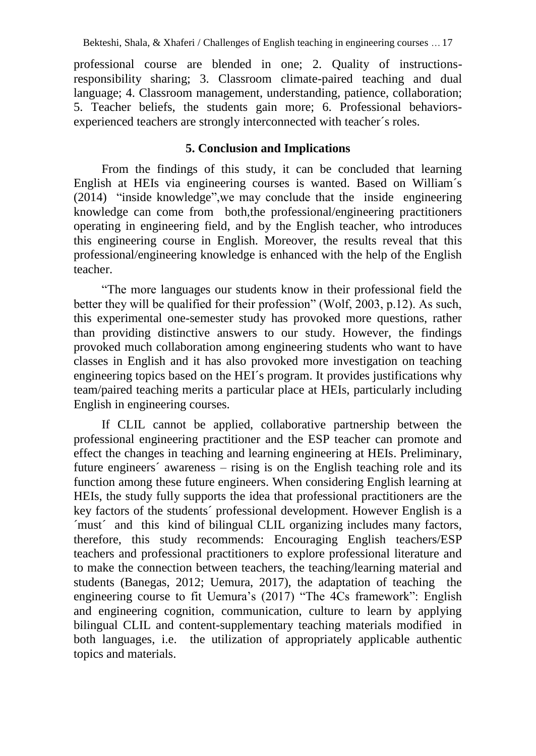professional course are blended in one; 2. Quality of instructions-responsibility sharing; 3. Classroom climate-paired teaching and dual language; 4. Classroom management, understanding, patience, collaboration; 5. Teacher beliefs, the students gain more; 6. Professional behaviors-experienced teachers are strongly interconnected with teacher´s roles.

## 5. Conclusion and Implications

From the findings of this study, it can be concluded that learning English at HEIs via engineering courses is wanted. Based on William´s (2014) "inside knowledge",we may conclude that the inside engineering knowledge can come from both,the professional/engineering practitioners operating in engineering field, and by the English teacher, who introduces this engineering course in English. Moreover, the results reveal that this professional/engineering knowledge is enhanced with the help of the English teacher.

"The more languages our students know in their professional field the better they will be qualified for their profession" (Wolf, 2003, p.12). As such, this experimental one-semester study has provoked more questions, rather than providing distinctive answers to our study. However, the findings provoked much collaboration among engineering students who want to have classes in English and it has also provoked more investigation on teaching engineering topics based on the HEI´s program. It provides justifications why team/paired teaching merits a particular place at HEIs, particularly including English in engineering courses.

If CLIL cannot be applied, collaborative partnership between the professional engineering practitioner and the ESP teacher can promote and effect the changes in teaching and learning engineering at HEIs. Preliminary, future engineers´ awareness – rising is on the English teaching role and its function among these future engineers. When considering English learning at HEIs, the study fully supports the idea that professional practitioners are the key factors of the students´ professional development. However English is a ´must´ and this kind of bilingual CLIL organizing includes many factors, therefore, this study recommends: Encouraging English teachers/ESP teachers and professional practitioners to explore professional literature and to make the connection between teachers, the teaching/learning material and students (Banegas, 2012; Uemura, 2017), the adaptation of teaching the engineering course to fit Uemura's (2017) "The 4Cs framework": English and engineering cognition, communication, culture to learn by applying bilingual CLIL and content-supplementary teaching materials modified in both languages, i.e. the utilization of appropriately applicable authentic topics and materials.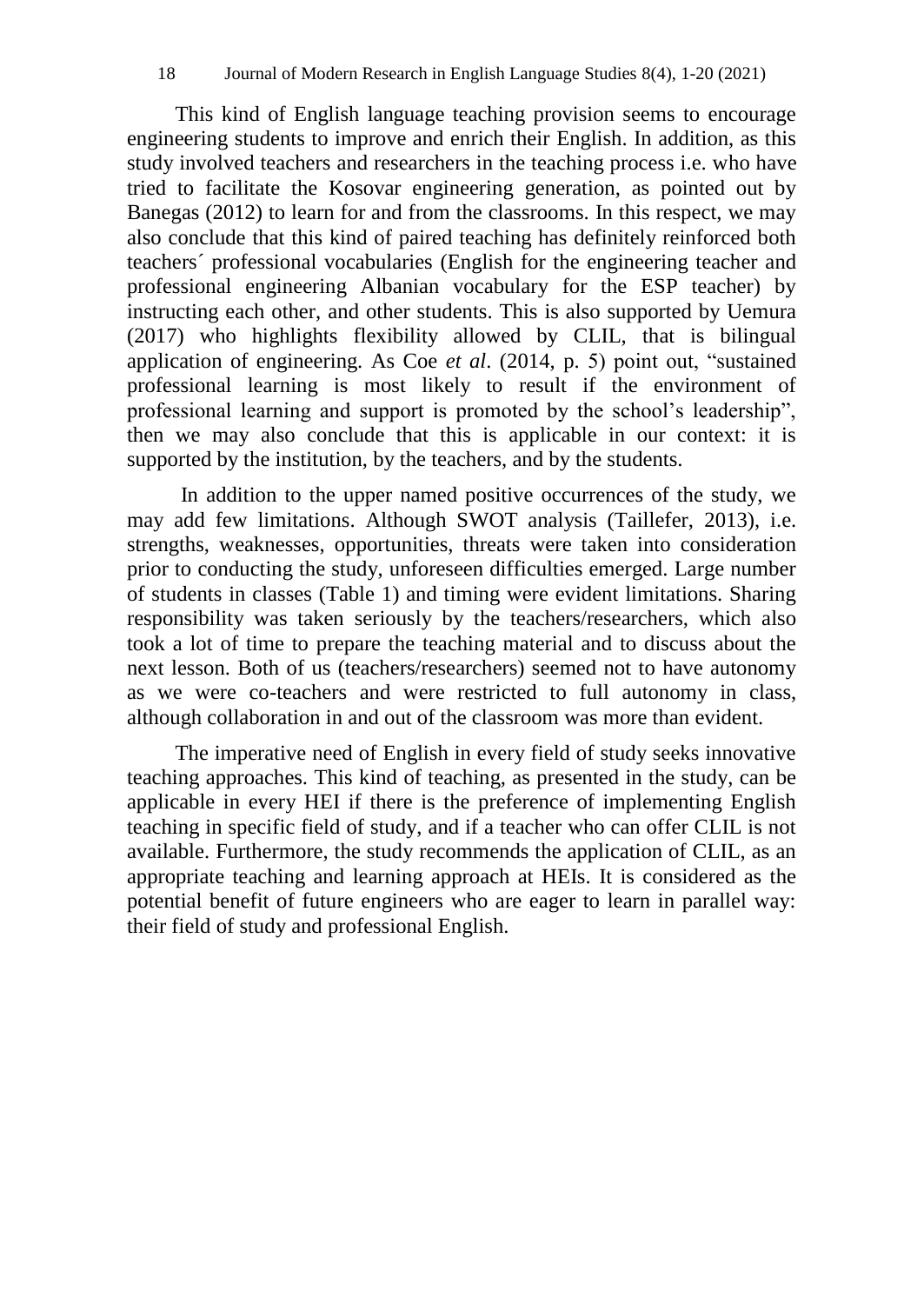This kind of English language teaching provision seems to encourage engineering students to improve and enrich their English. In addition, as this study involved teachers and researchers in the teaching process i.e. who have tried to facilitate the Kosovar engineering generation, as pointed out by Banegas (2012) to learn for and from the classrooms. In this respect, we may also conclude that this kind of paired teaching has definitely reinforced both teachers´ professional vocabularies (English for the engineering teacher and professional engineering Albanian vocabulary for the ESP teacher) by instructing each other, and other students. This is also supported by Uemura (2017) who highlights flexibility allowed by CLIL, that is bilingual application of engineering. As Coe *et al*. (2014, p. 5) point out, "sustained professional learning is most likely to result if the environment of professional learning and support is promoted by the school's leadership", then we may also conclude that this is applicable in our context: it is supported by the institution, by the teachers, and by the students.

In addition to the upper named positive occurrences of the study, we may add few limitations. Although SWOT analysis (Taillefer, 2013), i.e. strengths, weaknesses, opportunities, threats were taken into consideration prior to conducting the study, unforeseen difficulties emerged. Large number of students in classes (Table 1) and timing were evident limitations. Sharing responsibility was taken seriously by the teachers/researchers, which also took a lot of time to prepare the teaching material and to discuss about the next lesson. Both of us (teachers/researchers) seemed not to have autonomy as we were co-teachers and were restricted to full autonomy in class, although collaboration in and out of the classroom was more than evident.

The imperative need of English in every field of study seeks innovative teaching approaches. This kind of teaching, as presented in the study, can be applicable in every HEI if there is the preference of implementing English teaching in specific field of study, and if a teacher who can offer CLIL is not available. Furthermore, the study recommends the application of CLIL, as an appropriate teaching and learning approach at HEIs. It is considered as the potential benefit of future engineers who are eager to learn in parallel way: their field of study and professional English.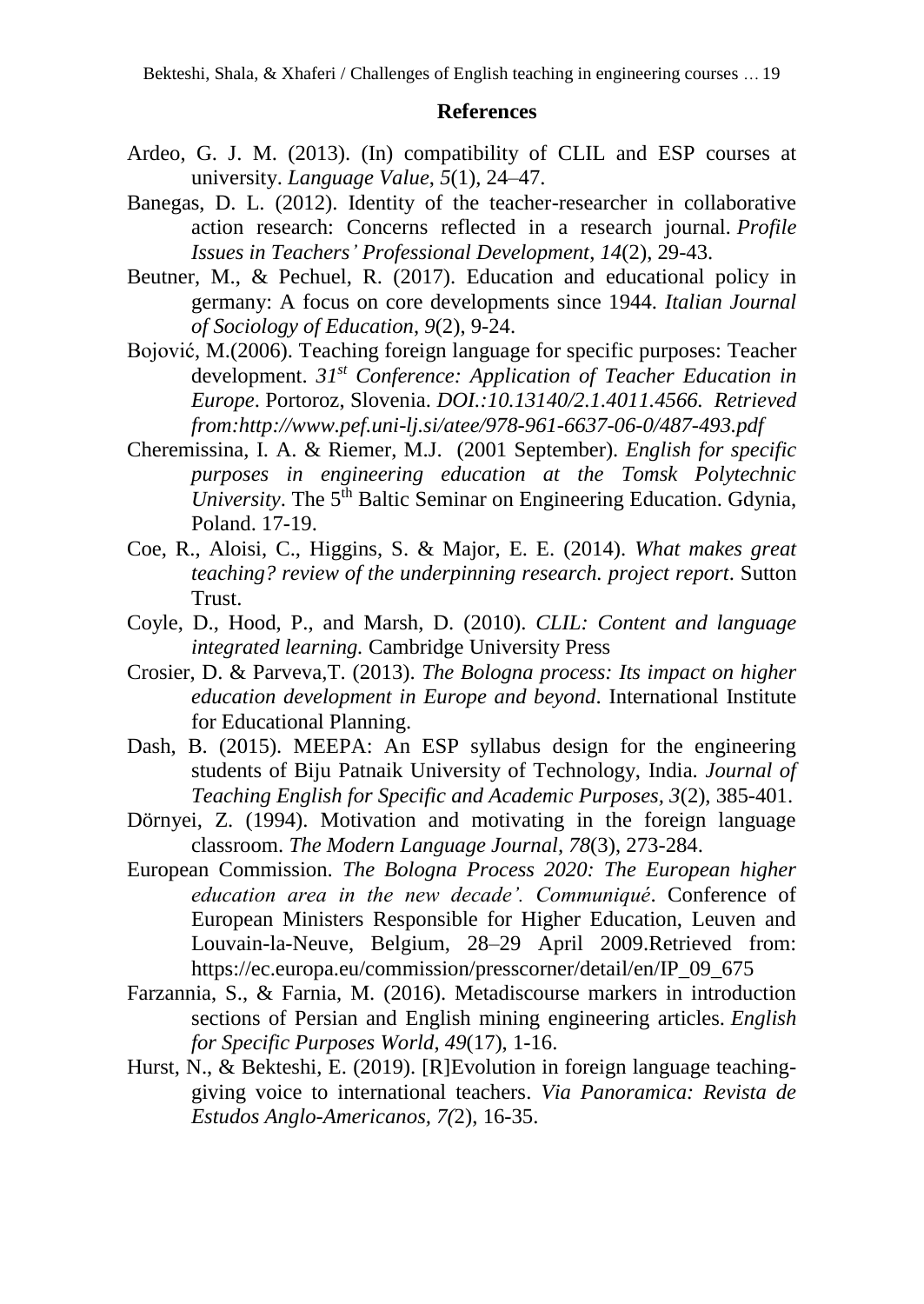## References

Ardeo, G. J. M. (2013). (In) compatibility of CLIL and ESP courses at university. *Language Value*, *5*(1), 24–47.

Banegas, D. L. (2012). Identity of the teacher-researcher in collaborative action research: Concerns reflected in a research journal. *Profile Issues in Teachers' Professional Development*, *14*(2), 29-43.

Beutner, M., & Pechuel, R. (2017). Education and educational policy in germany: A focus on core developments since 1944. *Italian Journal of Sociology of Education*, *9*(2), 9-24.

Bojović, M.(2006). Teaching foreign language for specific purposes: Teacher development. *31st Conference: Application of Teacher Education in Europe*. Portoroz, Slovenia. *DOI.:10.13140/2.1.4011.4566. Retrieved from:http://www.pef.uni-lj.si/atee/978-961-6637-06-0/487-493.pdf*

Cheremissina, I. A. & Riemer, M.J. (2001 September). *English for specific purposes in engineering education at the Tomsk Polytechnic University*. The 5th Baltic Seminar on Engineering Education. Gdynia, Poland. 17-19.

Coe, R., Aloisi, C., Higgins, S. & Major, E. E. (2014). *What makes great teaching? review of the underpinning research. project report*. Sutton Trust.

Coyle, D., Hood, P., and Marsh, D. (2010). *CLIL: Content and language integrated learning.* Cambridge University Press

Crosier, D. & Parveva,T. (2013). *The Bologna process: Its impact on higher education development in Europe and beyond*. International Institute for Educational Planning.

Dash, B. (2015). MEEPA: An ESP syllabus design for the engineering students of Biju Patnaik University of Technology, India. *Journal of Teaching English for Specific and Academic Purposes*, *3*(2), 385-401.

Dörnyei, Z. (1994). Motivation and motivating in the foreign language classroom. *The Modern Language Journal*, *78*(3), 273-284.

European Commission. *The Bologna Process 2020: The European higher education area in the new decade'. Communiqué*. Conference of European Ministers Responsible for Higher Education, Leuven and Louvain-la-Neuve, Belgium, 28–29 April 2009.Retrieved from: https://ec.europa.eu/commission/presscorner/detail/en/IP_09_675

Farzannia, S., & Farnia, M. (2016). Metadiscourse markers in introduction sections of Persian and English mining engineering articles. *English for Specific Purposes World*, *49*(17), 1-16.

Hurst, N., & Bekteshi, E. (2019). [R]Evolution in foreign language teaching-giving voice to international teachers. *Via Panoramica: Revista de Estudos Anglo-Americanos*, *7(*2), 16-35.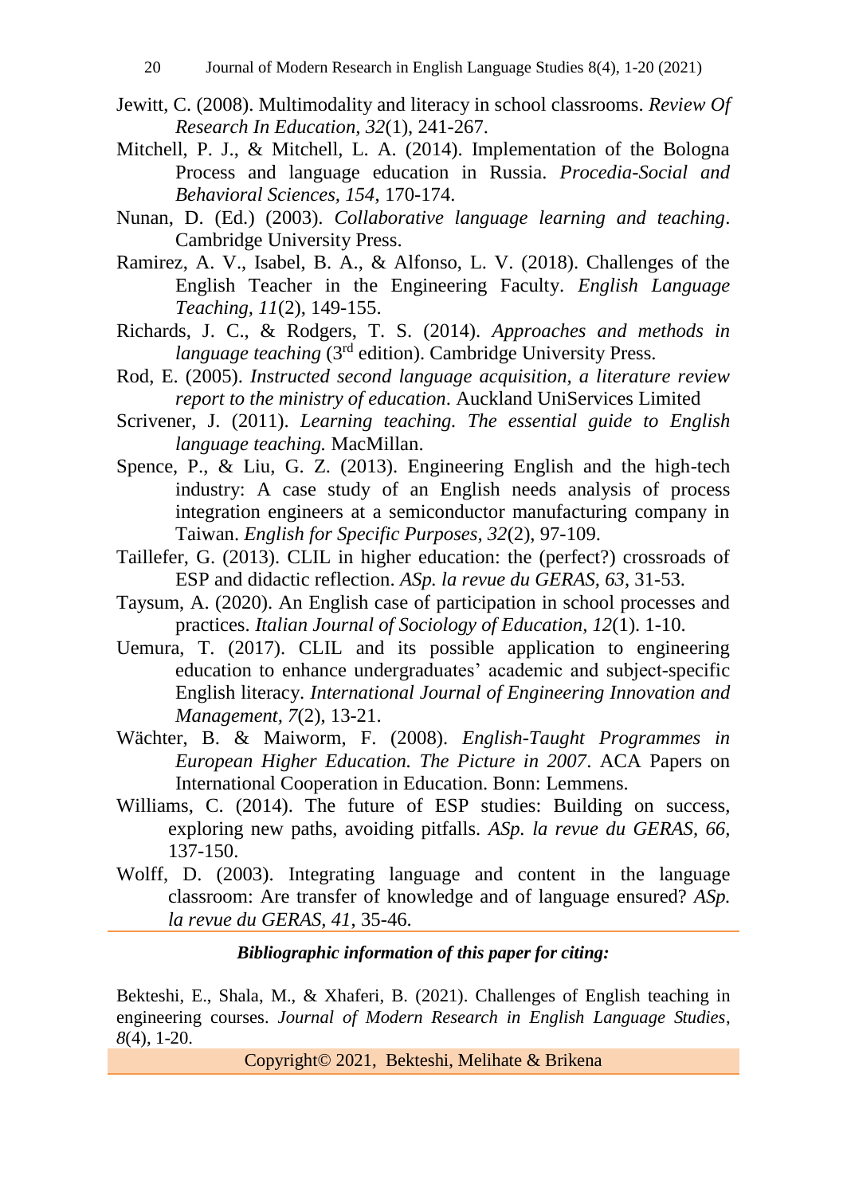Jewitt, C. (2008). Multimodality and literacy in school classrooms. *Review Of Research In Education*, *32*(1), 241-267.

Mitchell, P. J., & Mitchell, L. A. (2014). Implementation of the Bologna Process and language education in Russia. *Procedia-Social and Behavioral Sciences*, *154*, 170-174.

Nunan, D. (Ed.) (2003). *Collaborative language learning and teaching*. Cambridge University Press.

Ramirez, A. V., Isabel, B. A., & Alfonso, L. V. (2018). Challenges of the English Teacher in the Engineering Faculty. *English Language Teaching*, *11*(2), 149-155.

Richards, J. C., & Rodgers, T. S. (2014). *Approaches and methods in language teaching* (3rd edition). Cambridge University Press.

Rod, E. (2005). *Instructed second language acquisition, a literature review report to the ministry of education*. Auckland UniServices Limited

Scrivener, J. (2011). *Learning teaching. The essential guide to English language teaching.* MacMillan.

Spence, P., & Liu, G. Z. (2013). Engineering English and the high-tech industry: A case study of an English needs analysis of process integration engineers at a semiconductor manufacturing company in Taiwan. *English for Specific Purposes*, *32*(2), 97-109.

Taillefer, G. (2013). CLIL in higher education: the (perfect?) crossroads of ESP and didactic reflection. *ASp. la revue du GERAS*, *63*, 31-53.

Taysum, A. (2020). An English case of participation in school processes and practices. *Italian Journal of Sociology of Education*, *12*(1). 1-10.

Uemura, T. (2017). CLIL and its possible application to engineering education to enhance undergraduates' academic and subject-specific English literacy. *International Journal of Engineering Innovation and Management*, *7*(2), 13-21.

Wächter, B. & Maiworm, F. (2008). *English-Taught Programmes in European Higher Education. The Picture in 2007*. ACA Papers on International Cooperation in Education. Bonn: Lemmens.

Williams, C. (2014). The future of ESP studies: Building on success, exploring new paths, avoiding pitfalls. *ASp. la revue du GERAS*, *66*, 137-150.

Wolff, D. (2003). Integrating language and content in the language classroom: Are transfer of knowledge and of language ensured? *ASp. la revue du GERAS*, *41*, 35-46.

***Bibliographic information of this paper for citing:***

Bekteshi, E., Shala, M., & Xhaferi, B. (2021). Challenges of English teaching in engineering courses. *Journal of Modern Research in English Language Studies*, *8*(4), 1-20.

Copyright© 2021, Bekteshi, Melihate & Brikena